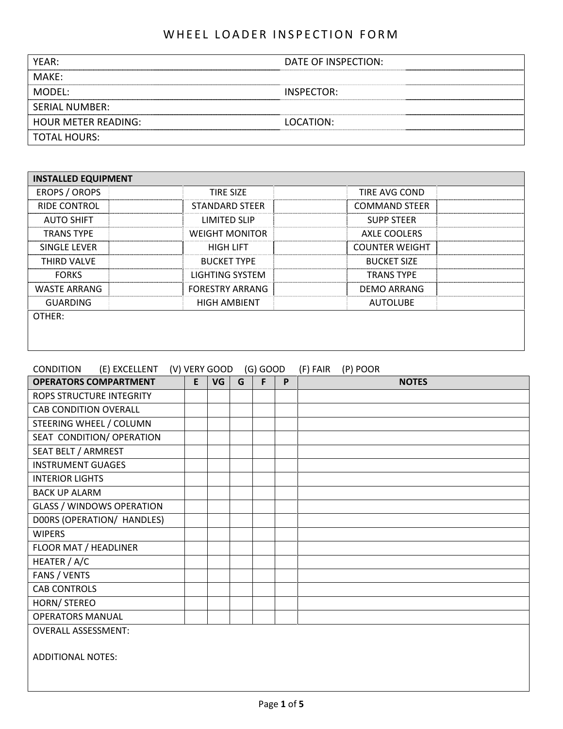# WHEEL LOADER INSPECTION FORM

| | | | |
|---|---|---|---|
| YEAR: | | DATE OF INSPECTION: | |
| MAKE: | | | |
| MODEL: | | INSPECTOR: | |
| SERIAL NUMBER: | | | |
| HOUR METER READING: | | LOCATION: | |
| TOTAL HOURS: | | | |

| **INSTALLED EQUIPMENT** | | | | | |
|---|---|---|---|---|---|
| EROPS / OROPS | | TIRE SIZE | | TIRE AVG COND | |
| RIDE CONTROL | | STANDARD STEER | | COMMAND STEER | |
| AUTO SHIFT | | LIMITED SLIP | | SUPP STEER | |
| TRANS TYPE | | WEIGHT MONITOR | | AXLE COOLERS | |
| SINGLE LEVER | | HIGH LIFT | | COUNTER WEIGHT | |
| THIRD VALVE | | BUCKET TYPE | | BUCKET SIZE | |
| FORKS | | LIGHTING SYSTEM | | TRANS TYPE | |
| WASTE ARRANG | | FORESTRY ARRANG | | DEMO ARRANG | |
| GUARDING | | HIGH AMBIENT | | AUTOLUBE | |
| OTHER: | | | | | |

CONDITION (E) EXCELLENT (V) VERY GOOD (G) GOOD (F) FAIR (P) POOR

| **OPERATORS COMPARTMENT** | **E** | **VG** | **G** | **F** | **P** | **NOTES** |
|---|---|---|---|---|---|---|
| ROPS STRUCTURE INTEGRITY | | | | | | |
| CAB CONDITION OVERALL | | | | | | |
| STEERING WHEEL / COLUMN | | | | | | |
| SEAT CONDITION/ OPERATION | | | | | | |
| SEAT BELT / ARMREST | | | | | | |
| INSTRUMENT GUAGES | | | | | | |
| INTERIOR LIGHTS | | | | | | |
| BACK UP ALARM | | | | | | |
| GLASS / WINDOWS OPERATION | | | | | | |
| D00RS (OPERATION/ HANDLES) | | | | | | |
| WIPERS | | | | | | |
| FLOOR MAT / HEADLINER | | | | | | |
| HEATER / A/C | | | | | | |
| FANS / VENTS | | | | | | |
| CAB CONTROLS | | | | | | |
| HORN/ STEREO | | | | | | |
| OPERATORS MANUAL | | | | | | |

OVERALL ASSESSMENT:

ADDITIONAL NOTES: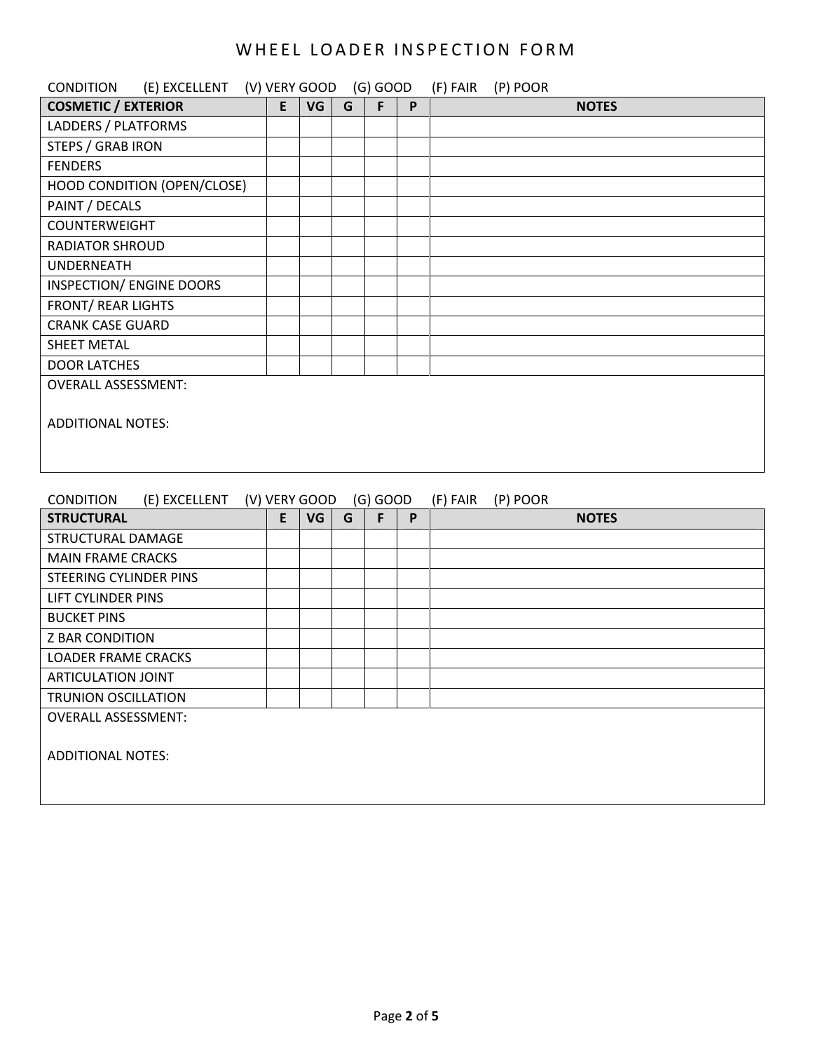# WHEEL LOADER INSPECTION FORM

CONDITION (E) EXCELLENT (V) VERY GOOD (G) GOOD (F) FAIR (P) POOR

| **COSMETIC / EXTERIOR** | **E** | **VG** | **G** | **F** | **P** | **NOTES** |
|---|---|---|---|---|---|---|
| LADDERS / PLATFORMS | | | | | | |
| STEPS / GRAB IRON | | | | | | |
| FENDERS | | | | | | |
| HOOD CONDITION (OPEN/CLOSE) | | | | | | |
| PAINT / DECALS | | | | | | |
| COUNTERWEIGHT | | | | | | |
| RADIATOR SHROUD | | | | | | |
| UNDERNEATH | | | | | | |
| INSPECTION/ ENGINE DOORS | | | | | | |
| FRONT/ REAR LIGHTS | | | | | | |
| CRANK CASE GUARD | | | | | | |
| SHEET METAL | | | | | | |
| DOOR LATCHES | | | | | | |

OVERALL ASSESSMENT:

ADDITIONAL NOTES:

CONDITION (E) EXCELLENT (V) VERY GOOD (G) GOOD (F) FAIR (P) POOR

| **STRUCTURAL** | **E** | **VG** | **G** | **F** | **P** | **NOTES** |
|---|---|---|---|---|---|---|
| STRUCTURAL DAMAGE | | | | | | |
| MAIN FRAME CRACKS | | | | | | |
| STEERING CYLINDER PINS | | | | | | |
| LIFT CYLINDER PINS | | | | | | |
| BUCKET PINS | | | | | | |
| Z BAR CONDITION | | | | | | |
| LOADER FRAME CRACKS | | | | | | |
| ARTICULATION JOINT | | | | | | |
| TRUNION OSCILLATION | | | | | | |

OVERALL ASSESSMENT:

ADDITIONAL NOTES: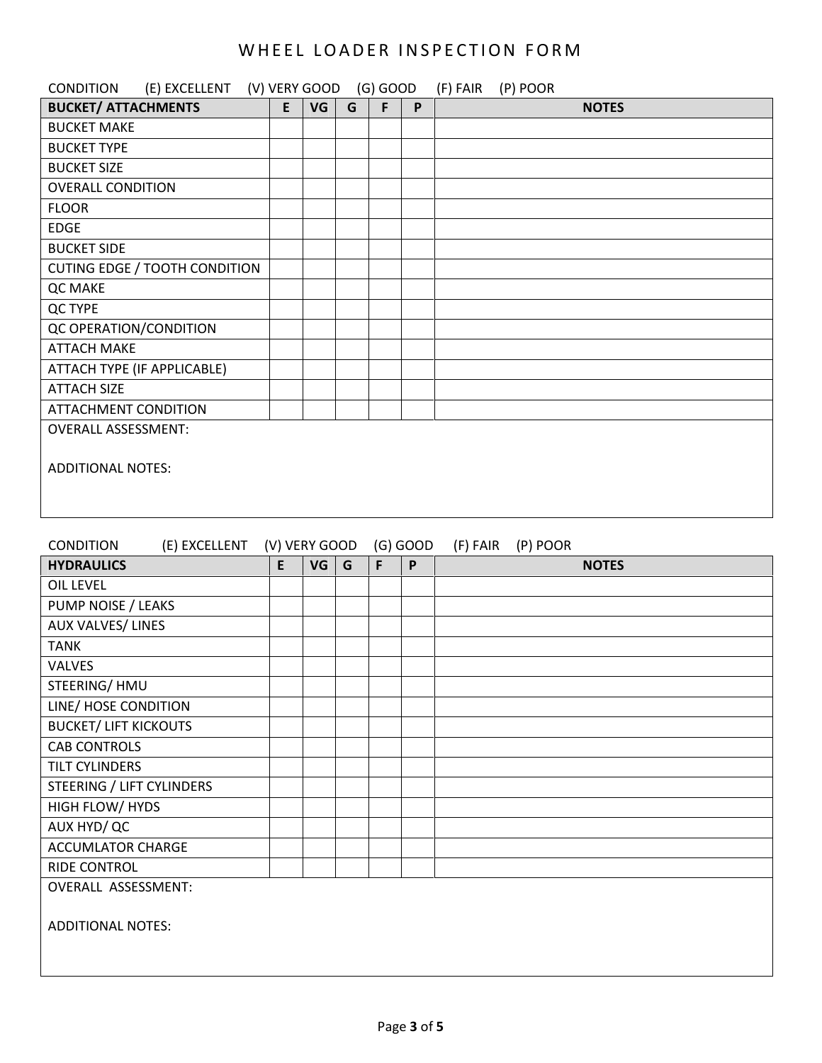# WHEEL LOADER INSPECTION FORM

CONDITION (E) EXCELLENT (V) VERY GOOD (G) GOOD (F) FAIR (P) POOR

| BUCKET/ ATTACHMENTS | E | VG | G | F | P | NOTES |
|---|---|---|---|---|---|---|
| BUCKET MAKE | | | | | | |
| BUCKET TYPE | | | | | | |
| BUCKET SIZE | | | | | | |
| OVERALL CONDITION | | | | | | |
| FLOOR | | | | | | |
| EDGE | | | | | | |
| BUCKET SIDE | | | | | | |
| CUTING EDGE / TOOTH CONDITION | | | | | | |
| QC MAKE | | | | | | |
| QC TYPE | | | | | | |
| QC OPERATION/CONDITION | | | | | | |
| ATTACH MAKE | | | | | | |
| ATTACH TYPE (IF APPLICABLE) | | | | | | |
| ATTACH SIZE | | | | | | |
| ATTACHMENT CONDITION | | | | | | |

OVERALL ASSESSMENT:

ADDITIONAL NOTES:

CONDITION (E) EXCELLENT (V) VERY GOOD (G) GOOD (F) FAIR (P) POOR

| HYDRAULICS | E | VG | G | F | P | NOTES |
|---|---|---|---|---|---|---|
| OIL LEVEL | | | | | | |
| PUMP NOISE / LEAKS | | | | | | |
| AUX VALVES/ LINES | | | | | | |
| TANK | | | | | | |
| VALVES | | | | | | |
| STEERING/ HMU | | | | | | |
| LINE/ HOSE CONDITION | | | | | | |
| BUCKET/ LIFT KICKOUTS | | | | | | |
| CAB CONTROLS | | | | | | |
| TILT CYLINDERS | | | | | | |
| STEERING / LIFT CYLINDERS | | | | | | |
| HIGH FLOW/ HYDS | | | | | | |
| AUX HYD/ QC | | | | | | |
| ACCUMLATOR CHARGE | | | | | | |
| RIDE CONTROL | | | | | | |

OVERALL ASSESSMENT:

ADDITIONAL NOTES: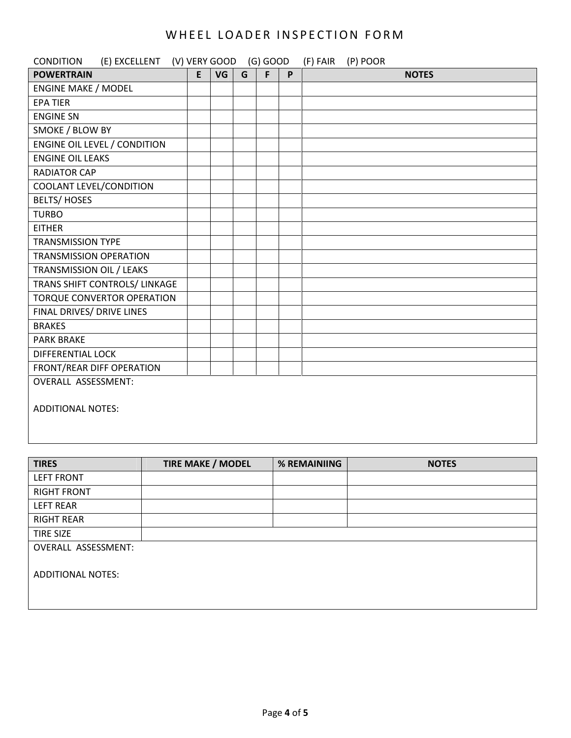# WHEEL LOADER INSPECTION FORM

CONDITION (E) EXCELLENT (V) VERY GOOD (G) GOOD (F) FAIR (P) POOR

| POWERTRAIN | E | VG | G | F | P | NOTES |
|---|---|---|---|---|---|---|
| ENGINE MAKE / MODEL | | | | | | |
| EPA TIER | | | | | | |
| ENGINE SN | | | | | | |
| SMOKE / BLOW BY | | | | | | |
| ENGINE OIL LEVEL / CONDITION | | | | | | |
| ENGINE OIL LEAKS | | | | | | |
| RADIATOR CAP | | | | | | |
| COOLANT LEVEL/CONDITION | | | | | | |
| BELTS/ HOSES | | | | | | |
| TURBO | | | | | | |
| EITHER | | | | | | |
| TRANSMISSION TYPE | | | | | | |
| TRANSMISSION OPERATION | | | | | | |
| TRANSMISSION OIL / LEAKS | | | | | | |
| TRANS SHIFT CONTROLS/ LINKAGE | | | | | | |
| TORQUE CONVERTOR OPERATION | | | | | | |
| FINAL DRIVES/ DRIVE LINES | | | | | | |
| BRAKES | | | | | | |
| PARK BRAKE | | | | | | |
| DIFFERENTIAL LOCK | | | | | | |
| FRONT/REAR DIFF OPERATION | | | | | | |

OVERALL ASSESSMENT:

ADDITIONAL NOTES:

| TIRES | TIRE MAKE / MODEL | % REMAINIING | NOTES |
|---|---|---|---|
| LEFT FRONT | | | |
| RIGHT FRONT | | | |
| LEFT REAR | | | |
| RIGHT REAR | | | |
| TIRE SIZE | | | |

OVERALL ASSESSMENT:

ADDITIONAL NOTES: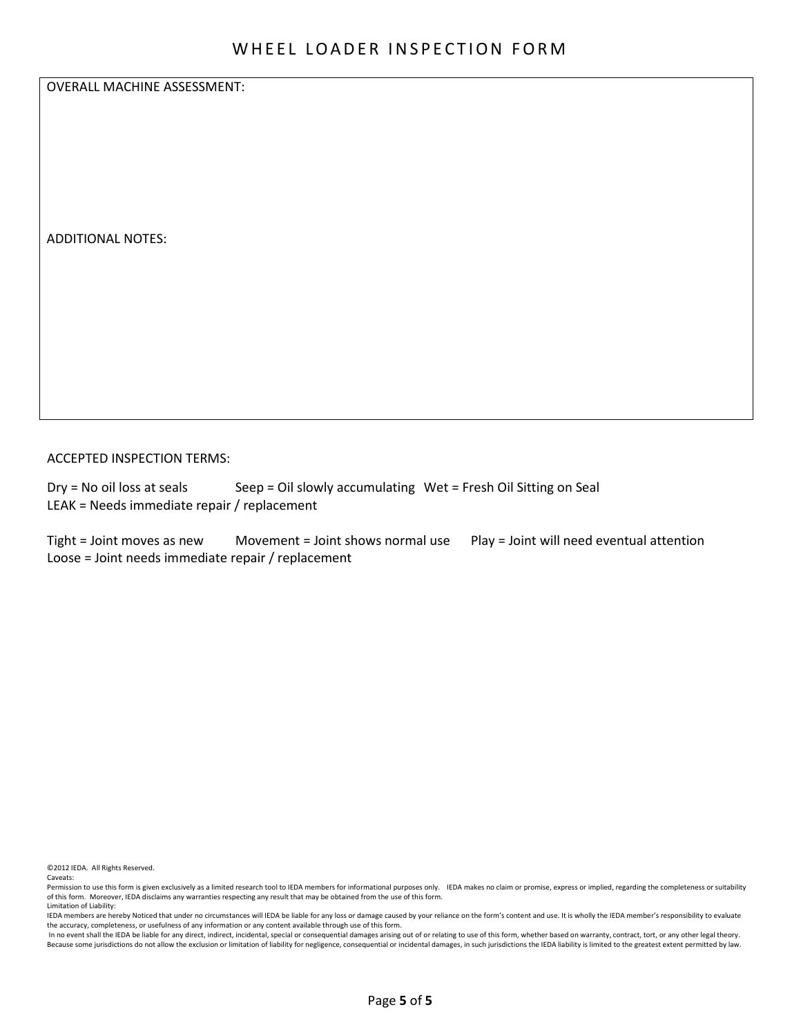# WHEEL LOADER INSPECTION FORM

OVERALL MACHINE ASSESSMENT:

ADDITIONAL NOTES:

ACCEPTED INSPECTION TERMS:

Dry = No oil loss at seals　　Seep = Oil slowly accumulating　　Wet = Fresh Oil Sitting on Seal
LEAK = Needs immediate repair / replacement

Tight = Joint moves as new　　Movement = Joint shows normal use　　Play = Joint will need eventual attention
Loose = Joint needs immediate repair / replacement

©2012 IEDA. All Rights Reserved.
Caveats:
Permission to use this form is given exclusively as a limited research tool to IEDA members for informational purposes only. IEDA makes no claim or promise, express or implied, regarding the completeness or suitability of this form. Moreover, IEDA disclaims any warranties respecting any result that may be obtained from the use of this form.
Limitation of Liability:
IEDA members are hereby Noticed that under no circumstances will IEDA be liable for any loss or damage caused by your reliance on the form's content and use. It is wholly the IEDA member's responsibility to evaluate the accuracy, completeness, or usefulness of any information or any content available through use of this form.
In no event shall the IEDA be liable for any direct, indirect, incidental, special or consequential damages arising out of or relating to use of this form, whether based on warranty, contract, tort, or any other legal theory. Because some jurisdictions do not allow the exclusion or limitation of liability for negligence, consequential or incidental damages, in such jurisdictions the IEDA liability is limited to the greatest extent permitted by law.